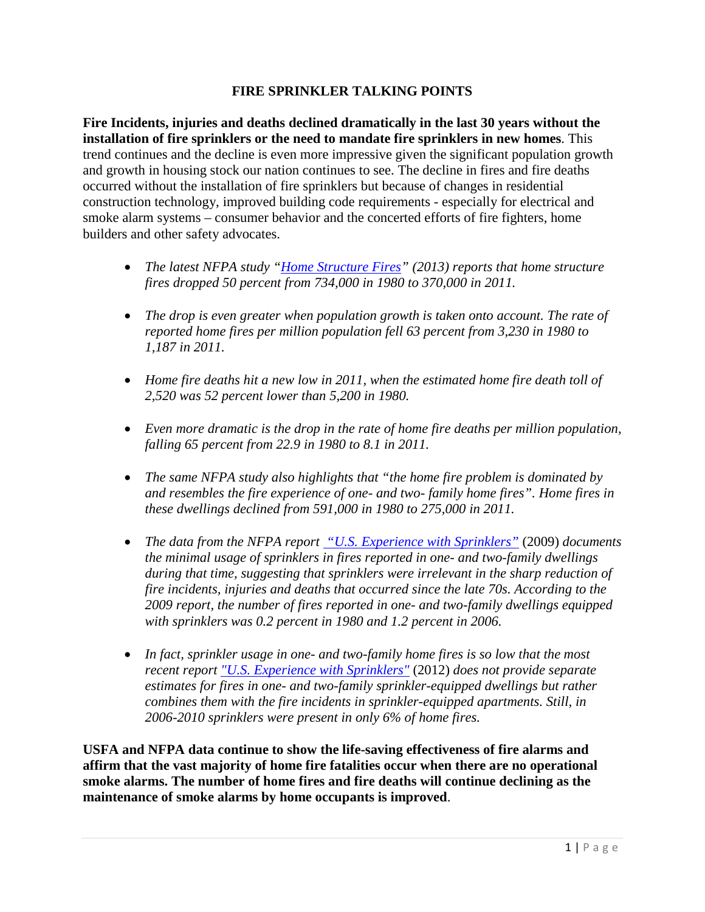# FIRE SPRINKLER TALKING POINTS

**Fire Incidents, injuries and deaths declined dramatically in the last 30 years without the installation of fire sprinklers or the need to mandate fire sprinklers in new homes**. This trend continues and the decline is even more impressive given the significant population growth and growth in housing stock our nation continues to see. The decline in fires and fire deaths occurred without the installation of fire sprinklers but because of changes in residential construction technology, improved building code requirements - especially for electrical and smoke alarm systems – consumer behavior and the concerted efforts of fire fighters, home builders and other safety advocates.

- *The latest NFPA study "Home Structure Fires" (2013) reports that home structure fires dropped 50 percent from 734,000 in 1980 to 370,000 in 2011.*

- *The drop is even greater when population growth is taken onto account. The rate of reported home fires per million population fell 63 percent from 3,230 in 1980 to 1,187 in 2011.*

- *Home fire deaths hit a new low in 2011, when the estimated home fire death toll of 2,520 was 52 percent lower than 5,200 in 1980.*

- *Even more dramatic is the drop in the rate of home fire deaths per million population, falling 65 percent from 22.9 in 1980 to 8.1 in 2011.*

- *The same NFPA study also highlights that "the home fire problem is dominated by and resembles the fire experience of one- and two- family home fires". Home fires in these dwellings declined from 591,000 in 1980 to 275,000 in 2011.*

- *The data from the NFPA report "U.S. Experience with Sprinklers"* (2009) *documents the minimal usage of sprinklers in fires reported in one- and two-family dwellings during that time, suggesting that sprinklers were irrelevant in the sharp reduction of fire incidents, injuries and deaths that occurred since the late 70s. According to the 2009 report, the number of fires reported in one- and two-family dwellings equipped with sprinklers was 0.2 percent in 1980 and 1.2 percent in 2006.*

- *In fact, sprinkler usage in one- and two-family home fires is so low that the most recent report "U.S. Experience with Sprinklers"* (2012) *does not provide separate estimates for fires in one- and two-family sprinkler-equipped dwellings but rather combines them with the fire incidents in sprinkler-equipped apartments. Still, in 2006-2010 sprinklers were present in only 6% of home fires.*

**USFA and NFPA data continue to show the life-saving effectiveness of fire alarms and affirm that the vast majority of home fire fatalities occur when there are no operational smoke alarms. The number of home fires and fire deaths will continue declining as the maintenance of smoke alarms by home occupants is improved**.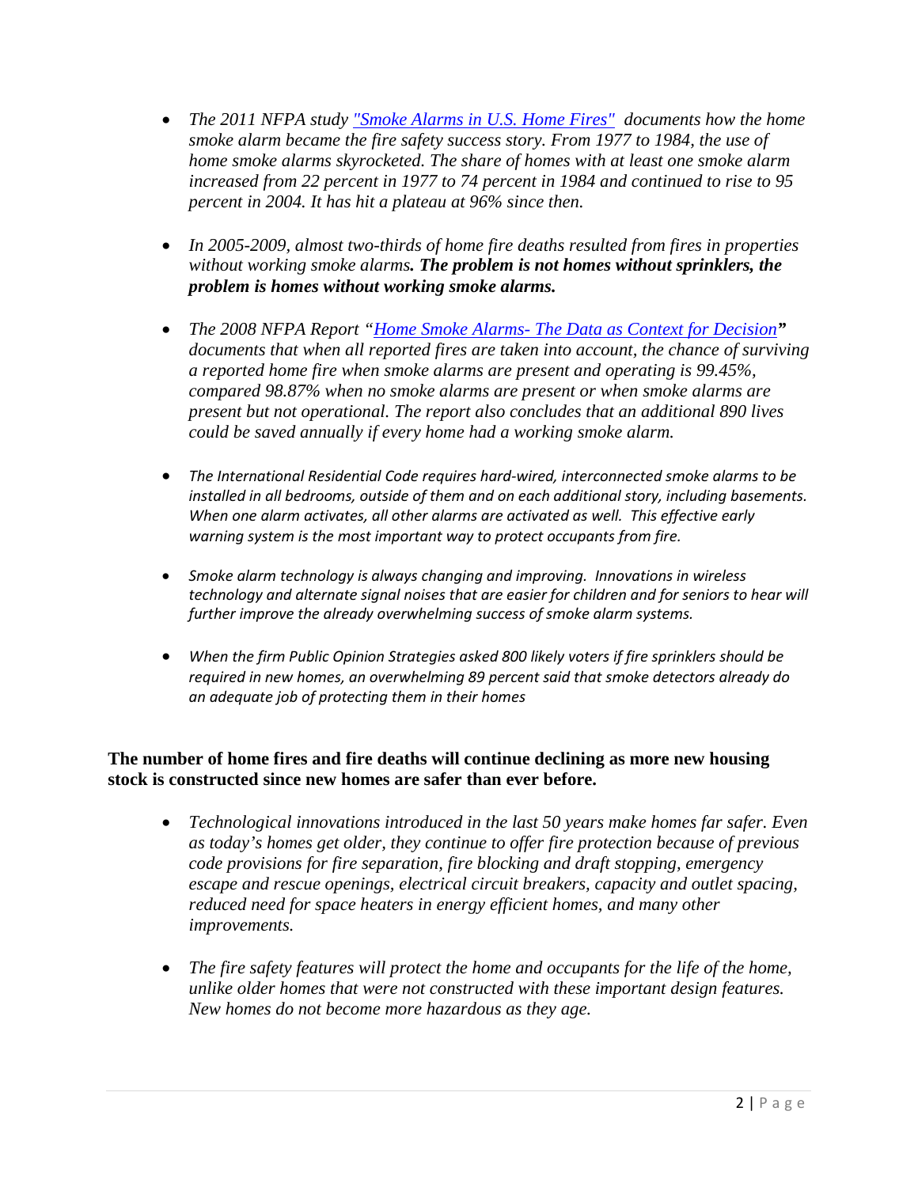- *The 2011 NFPA study ["Smoke Alarms in U.S. Home Fires"](#) documents how the home smoke alarm became the fire safety success story. From 1977 to 1984, the use of home smoke alarms skyrocketed. The share of homes with at least one smoke alarm increased from 22 percent in 1977 to 74 percent in 1984 and continued to rise to 95 percent in 2004. It has hit a plateau at 96% since then.*

- *In 2005-2009, almost two-thirds of home fire deaths resulted from fires in properties without working smoke alarms.* ***The problem is not homes without sprinklers, the problem is homes without working smoke alarms.***

- *The 2008 NFPA Report "[Home Smoke Alarms- The Data as Context for Decision](#)" documents that when all reported fires are taken into account, the chance of surviving a reported home fire when smoke alarms are present and operating is 99.45%, compared 98.87% when no smoke alarms are present or when smoke alarms are present but not operational. The report also concludes that an additional 890 lives could be saved annually if every home had a working smoke alarm.*

- *The International Residential Code requires hard-wired, interconnected smoke alarms to be installed in all bedrooms, outside of them and on each additional story, including basements. When one alarm activates, all other alarms are activated as well. This effective early warning system is the most important way to protect occupants from fire.*

- *Smoke alarm technology is always changing and improving. Innovations in wireless technology and alternate signal noises that are easier for children and for seniors to hear will further improve the already overwhelming success of smoke alarm systems.*

- *When the firm Public Opinion Strategies asked 800 likely voters if fire sprinklers should be required in new homes, an overwhelming 89 percent said that smoke detectors already do an adequate job of protecting them in their homes*

**The number of home fires and fire deaths will continue declining as more new housing stock is constructed since new homes are safer than ever before.**

- *Technological innovations introduced in the last 50 years make homes far safer. Even as today's homes get older, they continue to offer fire protection because of previous code provisions for fire separation, fire blocking and draft stopping, emergency escape and rescue openings, electrical circuit breakers, capacity and outlet spacing, reduced need for space heaters in energy efficient homes, and many other improvements.*

- *The fire safety features will protect the home and occupants for the life of the home, unlike older homes that were not constructed with these important design features. New homes do not become more hazardous as they age.*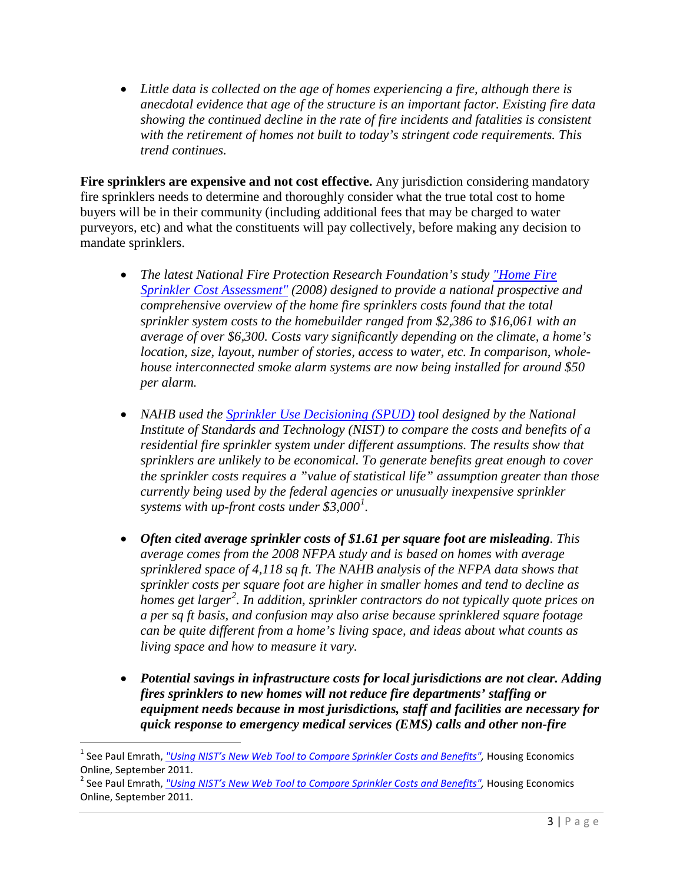- *Little data is collected on the age of homes experiencing a fire, although there is anecdotal evidence that age of the structure is an important factor. Existing fire data showing the continued decline in the rate of fire incidents and fatalities is consistent with the retirement of homes not built to today's stringent code requirements. This trend continues.*

**Fire sprinklers are expensive and not cost effective.** Any jurisdiction considering mandatory fire sprinklers needs to determine and thoroughly consider what the true total cost to home buyers will be in their community (including additional fees that may be charged to water purveyors, etc) and what the constituents will pay collectively, before making any decision to mandate sprinklers.

- *The latest National Fire Protection Research Foundation's study "Home Fire Sprinkler Cost Assessment" (2008) designed to provide a national prospective and comprehensive overview of the home fire sprinklers costs found that the total sprinkler system costs to the homebuilder ranged from $2,386 to $16,061 with an average of over $6,300. Costs vary significantly depending on the climate, a home's location, size, layout, number of stories, access to water, etc. In comparison, whole-house interconnected smoke alarm systems are now being installed for around $50 per alarm.*

- *NAHB used the Sprinkler Use Decisioning (SPUD) tool designed by the National Institute of Standards and Technology (NIST) to compare the costs and benefits of a residential fire sprinkler system under different assumptions. The results show that sprinklers are unlikely to be economical. To generate benefits great enough to cover the sprinkler costs requires a "value of statistical life" assumption greater than those currently being used by the federal agencies or unusually inexpensive sprinkler systems with up-front costs under $3,000[1].*

- ***Often cited average sprinkler costs of $1.61 per square foot are misleading**. This average comes from the 2008 NFPA study and is based on homes with average sprinklered space of 4,118 sq ft. The NAHB analysis of the NFPA data shows that sprinkler costs per square foot are higher in smaller homes and tend to decline as homes get larger[2]. In addition, sprinkler contractors do not typically quote prices on a per sq ft basis, and confusion may also arise because sprinklered square footage can be quite different from a home's living space, and ideas about what counts as living space and how to measure it vary.*

- ***Potential savings in infrastructure costs for local jurisdictions are not clear. Adding fires sprinklers to new homes will not reduce fire departments' staffing or equipment needs because in most jurisdictions, staff and facilities are necessary for quick response to emergency medical services (EMS) calls and other non-fire***

---

[1] See Paul Emrath, *"Using NIST's New Web Tool to Compare Sprinkler Costs and Benefits"*, Housing Economics Online, September 2011.

[2] See Paul Emrath, *"Using NIST's New Web Tool to Compare Sprinkler Costs and Benefits"*, Housing Economics Online, September 2011.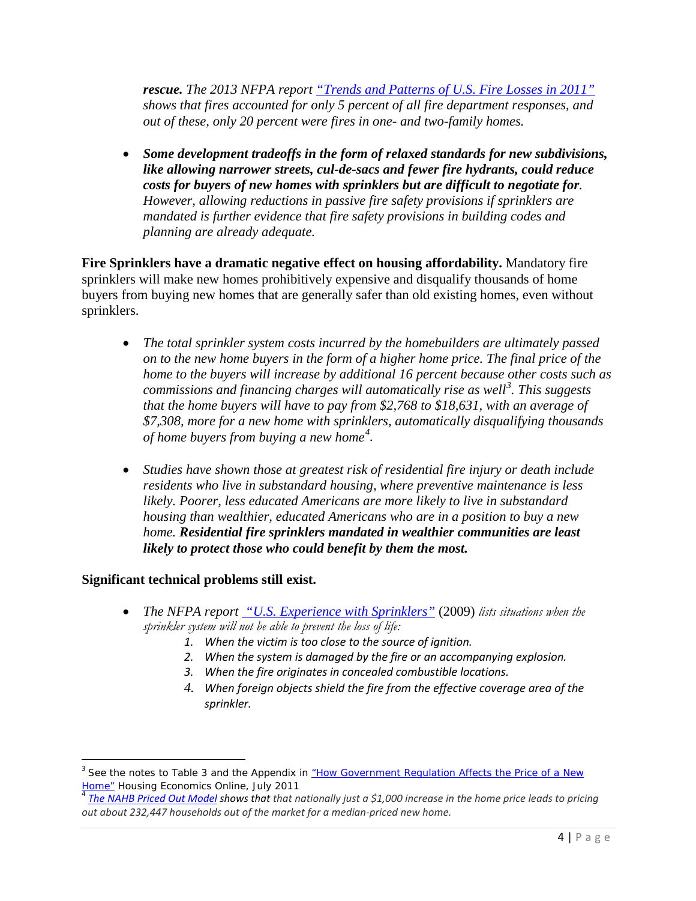*(continued)* ***rescue.*** *The 2013 NFPA report "Trends and Patterns of U.S. Fire Losses in 2011" shows that fires accounted for only 5 percent of all fire department responses, and out of these, only 20 percent were fires in one- and two-family homes.*

- ***Some development tradeoffs in the form of relaxed standards for new subdivisions, like allowing narrower streets, cul-de-sacs and fewer fire hydrants, could reduce costs for buyers of new homes with sprinklers but are difficult to negotiate for****. However, allowing reductions in passive fire safety provisions if sprinklers are mandated is further evidence that fire safety provisions in building codes and planning are already adequate.*

**Fire Sprinklers have a dramatic negative effect on housing affordability.** Mandatory fire sprinklers will make new homes prohibitively expensive and disqualify thousands of home buyers from buying new homes that are generally safer than old existing homes, even without sprinklers.

- *The total sprinkler system costs incurred by the homebuilders are ultimately passed on to the new home buyers in the form of a higher home price. The final price of the home to the buyers will increase by additional 16 percent because other costs such as commissions and financing charges will automatically rise as well[3]. This suggests that the home buyers will have to pay from $2,768 to $18,631, with an average of $7,308, more for a new home with sprinklers, automatically disqualifying thousands of home buyers from buying a new home[4].*

- *Studies have shown those at greatest risk of residential fire injury or death include residents who live in substandard housing, where preventive maintenance is less likely. Poorer, less educated Americans are more likely to live in substandard housing than wealthier, educated Americans who are in a position to buy a new home.* ***Residential fire sprinklers mandated in wealthier communities are least likely to protect those who could benefit by them the most.***

**Significant technical problems still exist.**

- *The NFPA report "U.S. Experience with Sprinklers"* (2009) *lists situations when the sprinkler system will not be able to prevent the loss of life:*
    1. *When the victim is too close to the source of ignition.*
    2. *When the system is damaged by the fire or an accompanying explosion.*
    3. *When the fire originates in concealed combustible locations.*
    4. *When foreign objects shield the fire from the effective coverage area of the sprinkler.*

---

[3] See the notes to Table 3 and the Appendix in "How Government Regulation Affects the Price of a New Home" Housing Economics Online, July 2011

[4] *The NAHB Priced Out Model shows that that nationally just a $1,000 increase in the home price leads to pricing out about 232,447 households out of the market for a median-priced new home.*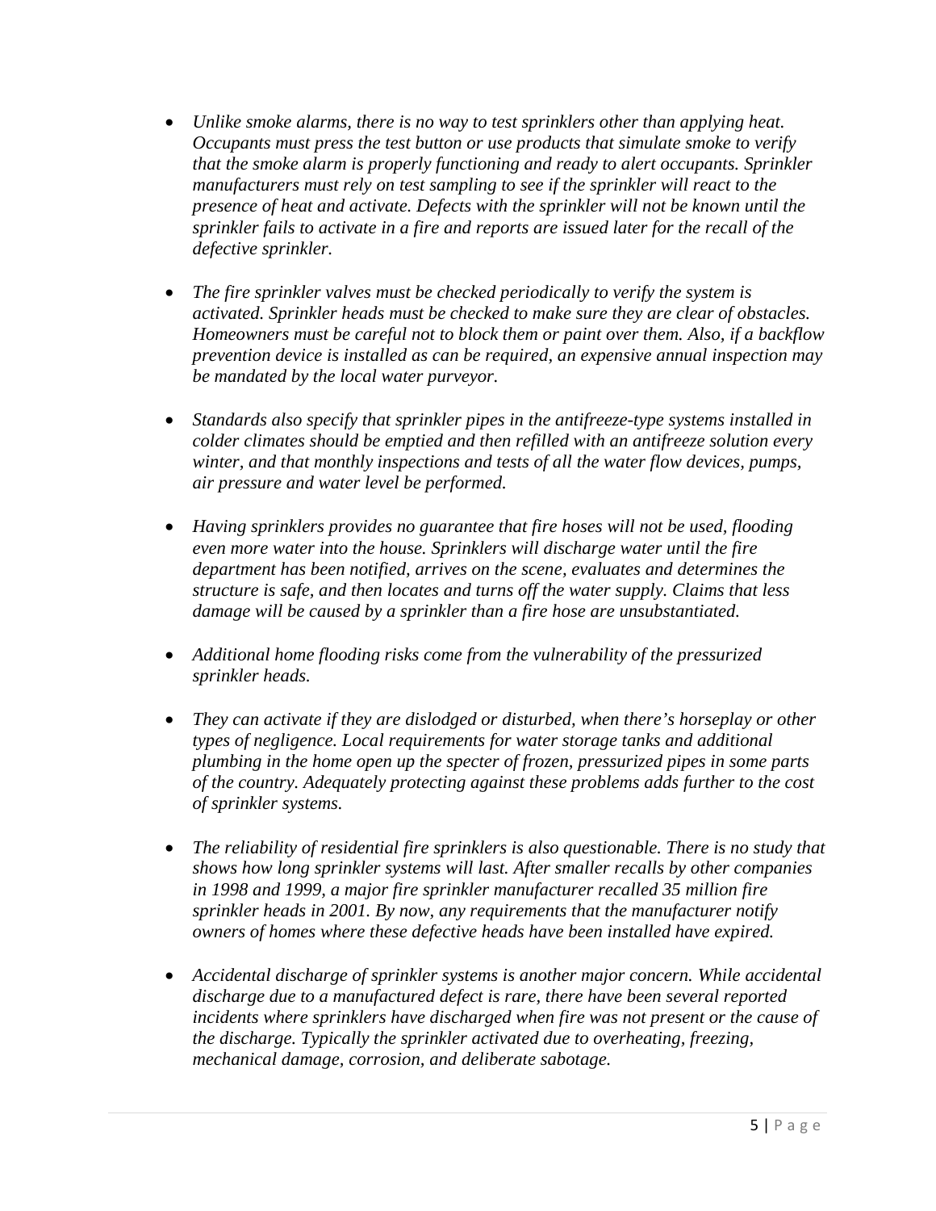- *Unlike smoke alarms, there is no way to test sprinklers other than applying heat. Occupants must press the test button or use products that simulate smoke to verify that the smoke alarm is properly functioning and ready to alert occupants. Sprinkler manufacturers must rely on test sampling to see if the sprinkler will react to the presence of heat and activate. Defects with the sprinkler will not be known until the sprinkler fails to activate in a fire and reports are issued later for the recall of the defective sprinkler.*

- *The fire sprinkler valves must be checked periodically to verify the system is activated. Sprinkler heads must be checked to make sure they are clear of obstacles. Homeowners must be careful not to block them or paint over them. Also, if a backflow prevention device is installed as can be required, an expensive annual inspection may be mandated by the local water purveyor.*

- *Standards also specify that sprinkler pipes in the antifreeze-type systems installed in colder climates should be emptied and then refilled with an antifreeze solution every winter, and that monthly inspections and tests of all the water flow devices, pumps, air pressure and water level be performed.*

- *Having sprinklers provides no guarantee that fire hoses will not be used, flooding even more water into the house. Sprinklers will discharge water until the fire department has been notified, arrives on the scene, evaluates and determines the structure is safe, and then locates and turns off the water supply. Claims that less damage will be caused by a sprinkler than a fire hose are unsubstantiated.*

- *Additional home flooding risks come from the vulnerability of the pressurized sprinkler heads.*

- *They can activate if they are dislodged or disturbed, when there's horseplay or other types of negligence. Local requirements for water storage tanks and additional plumbing in the home open up the specter of frozen, pressurized pipes in some parts of the country. Adequately protecting against these problems adds further to the cost of sprinkler systems.*

- *The reliability of residential fire sprinklers is also questionable. There is no study that shows how long sprinkler systems will last. After smaller recalls by other companies in 1998 and 1999, a major fire sprinkler manufacturer recalled 35 million fire sprinkler heads in 2001. By now, any requirements that the manufacturer notify owners of homes where these defective heads have been installed have expired.*

- *Accidental discharge of sprinkler systems is another major concern. While accidental discharge due to a manufactured defect is rare, there have been several reported incidents where sprinklers have discharged when fire was not present or the cause of the discharge. Typically the sprinkler activated due to overheating, freezing, mechanical damage, corrosion, and deliberate sabotage.*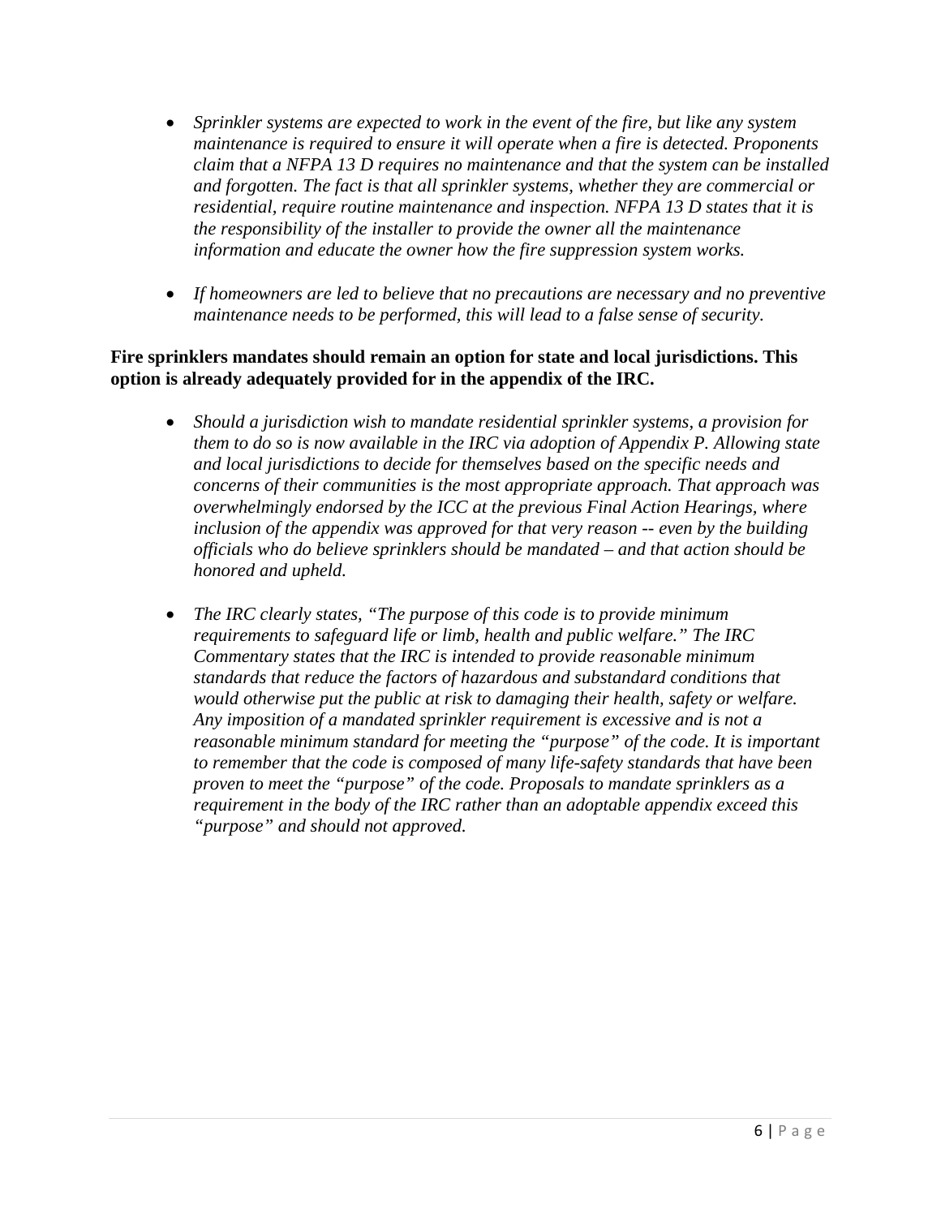- *Sprinkler systems are expected to work in the event of the fire, but like any system maintenance is required to ensure it will operate when a fire is detected. Proponents claim that a NFPA 13 D requires no maintenance and that the system can be installed and forgotten. The fact is that all sprinkler systems, whether they are commercial or residential, require routine maintenance and inspection. NFPA 13 D states that it is the responsibility of the installer to provide the owner all the maintenance information and educate the owner how the fire suppression system works.*

- *If homeowners are led to believe that no precautions are necessary and no preventive maintenance needs to be performed, this will lead to a false sense of security.*

**Fire sprinklers mandates should remain an option for state and local jurisdictions. This option is already adequately provided for in the appendix of the IRC.**

- *Should a jurisdiction wish to mandate residential sprinkler systems, a provision for them to do so is now available in the IRC via adoption of Appendix P. Allowing state and local jurisdictions to decide for themselves based on the specific needs and concerns of their communities is the most appropriate approach. That approach was overwhelmingly endorsed by the ICC at the previous Final Action Hearings, where inclusion of the appendix was approved for that very reason -- even by the building officials who do believe sprinklers should be mandated – and that action should be honored and upheld.*

- *The IRC clearly states, "The purpose of this code is to provide minimum requirements to safeguard life or limb, health and public welfare." The IRC Commentary states that the IRC is intended to provide reasonable minimum standards that reduce the factors of hazardous and substandard conditions that would otherwise put the public at risk to damaging their health, safety or welfare. Any imposition of a mandated sprinkler requirement is excessive and is not a reasonable minimum standard for meeting the "purpose" of the code. It is important to remember that the code is composed of many life-safety standards that have been proven to meet the "purpose" of the code. Proposals to mandate sprinklers as a requirement in the body of the IRC rather than an adoptable appendix exceed this "purpose" and should not approved.*